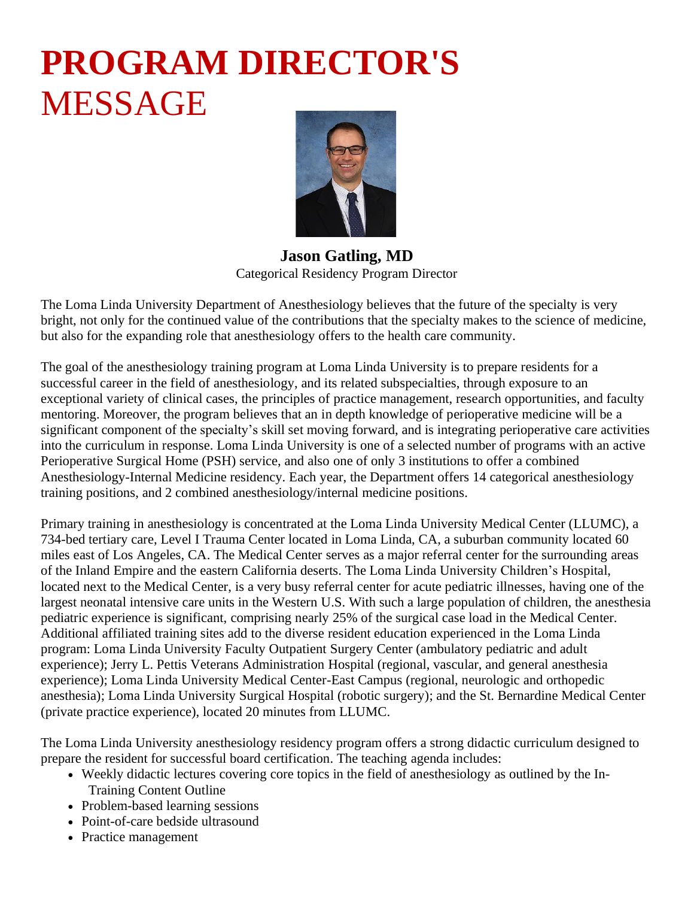# PROGRAM DIRECTOR'S MESSAGE

**Jason Gatling, MD**
Categorical Residency Program Director

The Loma Linda University Department of Anesthesiology believes that the future of the specialty is very bright, not only for the continued value of the contributions that the specialty makes to the science of medicine, but also for the expanding role that anesthesiology offers to the health care community.

The goal of the anesthesiology training program at Loma Linda University is to prepare residents for a successful career in the field of anesthesiology, and its related subspecialties, through exposure to an exceptional variety of clinical cases, the principles of practice management, research opportunities, and faculty mentoring. Moreover, the program believes that an in depth knowledge of perioperative medicine will be a significant component of the specialty's skill set moving forward, and is integrating perioperative care activities into the curriculum in response. Loma Linda University is one of a selected number of programs with an active Perioperative Surgical Home (PSH) service, and also one of only 3 institutions to offer a combined Anesthesiology-Internal Medicine residency. Each year, the Department offers 14 categorical anesthesiology training positions, and 2 combined anesthesiology/internal medicine positions.

Primary training in anesthesiology is concentrated at the Loma Linda University Medical Center (LLUMC), a 734-bed tertiary care, Level I Trauma Center located in Loma Linda, CA, a suburban community located 60 miles east of Los Angeles, CA. The Medical Center serves as a major referral center for the surrounding areas of the Inland Empire and the eastern California deserts. The Loma Linda University Children's Hospital, located next to the Medical Center, is a very busy referral center for acute pediatric illnesses, having one of the largest neonatal intensive care units in the Western U.S. With such a large population of children, the anesthesia pediatric experience is significant, comprising nearly 25% of the surgical case load in the Medical Center. Additional affiliated training sites add to the diverse resident education experienced in the Loma Linda program: Loma Linda University Faculty Outpatient Surgery Center (ambulatory pediatric and adult experience); Jerry L. Pettis Veterans Administration Hospital (regional, vascular, and general anesthesia experience); Loma Linda University Medical Center-East Campus (regional, neurologic and orthopedic anesthesia); Loma Linda University Surgical Hospital (robotic surgery); and the St. Bernardine Medical Center (private practice experience), located 20 minutes from LLUMC.

The Loma Linda University anesthesiology residency program offers a strong didactic curriculum designed to prepare the resident for successful board certification. The teaching agenda includes:

- Weekly didactic lectures covering core topics in the field of anesthesiology as outlined by the In-Training Content Outline
- Problem-based learning sessions
- Point-of-care bedside ultrasound
- Practice management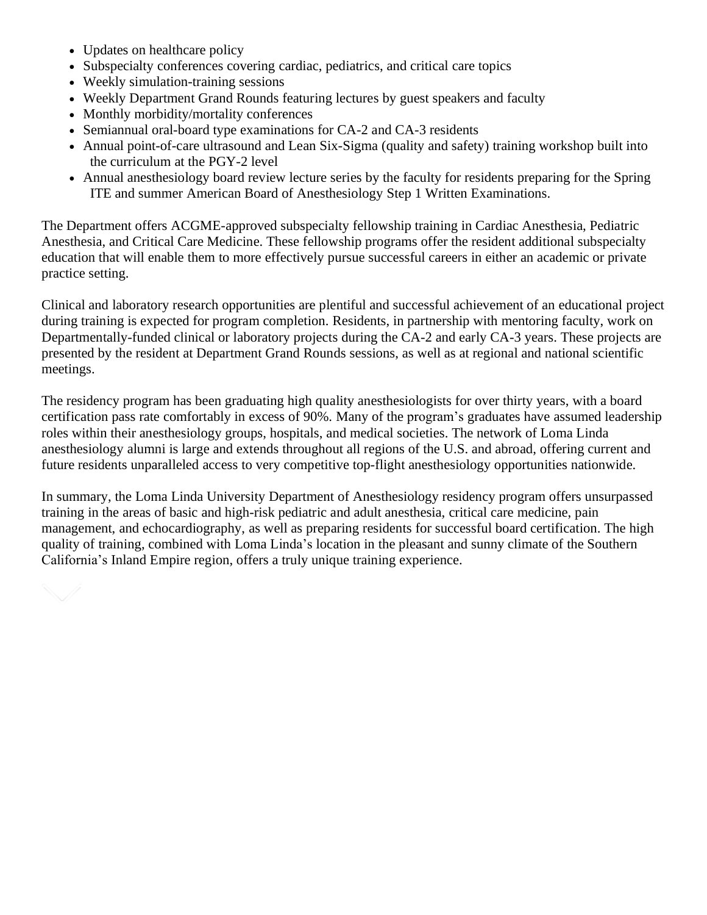- Updates on healthcare policy
- Subspecialty conferences covering cardiac, pediatrics, and critical care topics
- Weekly simulation-training sessions
- Weekly Department Grand Rounds featuring lectures by guest speakers and faculty
- Monthly morbidity/mortality conferences
- Semiannual oral-board type examinations for CA-2 and CA-3 residents
- Annual point-of-care ultrasound and Lean Six-Sigma (quality and safety) training workshop built into the curriculum at the PGY-2 level
- Annual anesthesiology board review lecture series by the faculty for residents preparing for the Spring ITE and summer American Board of Anesthesiology Step 1 Written Examinations.

The Department offers ACGME-approved subspecialty fellowship training in Cardiac Anesthesia, Pediatric Anesthesia, and Critical Care Medicine. These fellowship programs offer the resident additional subspecialty education that will enable them to more effectively pursue successful careers in either an academic or private practice setting.

Clinical and laboratory research opportunities are plentiful and successful achievement of an educational project during training is expected for program completion. Residents, in partnership with mentoring faculty, work on Departmentally-funded clinical or laboratory projects during the CA-2 and early CA-3 years. These projects are presented by the resident at Department Grand Rounds sessions, as well as at regional and national scientific meetings.

The residency program has been graduating high quality anesthesiologists for over thirty years, with a board certification pass rate comfortably in excess of 90%. Many of the program's graduates have assumed leadership roles within their anesthesiology groups, hospitals, and medical societies. The network of Loma Linda anesthesiology alumni is large and extends throughout all regions of the U.S. and abroad, offering current and future residents unparalleled access to very competitive top-flight anesthesiology opportunities nationwide.

In summary, the Loma Linda University Department of Anesthesiology residency program offers unsurpassed training in the areas of basic and high-risk pediatric and adult anesthesia, critical care medicine, pain management, and echocardiography, as well as preparing residents for successful board certification. The high quality of training, combined with Loma Linda's location in the pleasant and sunny climate of the Southern California's Inland Empire region, offers a truly unique training experience.